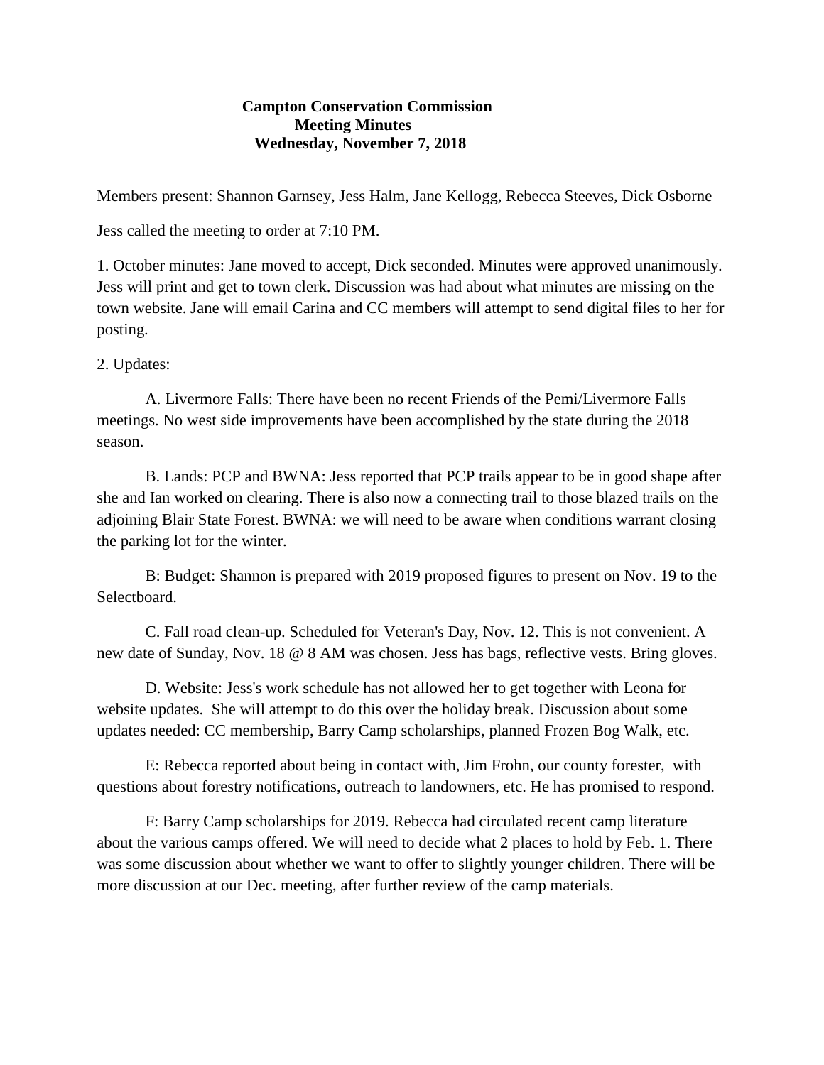**Campton Conservation Commission**
**Meeting Minutes**
**Wednesday, November 7, 2018**

Members present: Shannon Garnsey, Jess Halm, Jane Kellogg, Rebecca Steeves, Dick Osborne

Jess called the meeting to order at 7:10 PM.

1. October minutes: Jane moved to accept, Dick seconded. Minutes were approved unanimously. Jess will print and get to town clerk. Discussion was had about what minutes are missing on the town website. Jane will email Carina and CC members will attempt to send digital files to her for posting.

2. Updates:

A. Livermore Falls: There have been no recent Friends of the Pemi/Livermore Falls meetings. No west side improvements have been accomplished by the state during the 2018 season.

B. Lands: PCP and BWNA: Jess reported that PCP trails appear to be in good shape after she and Ian worked on clearing. There is also now a connecting trail to those blazed trails on the adjoining Blair State Forest. BWNA: we will need to be aware when conditions warrant closing the parking lot for the winter.

B: Budget: Shannon is prepared with 2019 proposed figures to present on Nov. 19 to the Selectboard.

C. Fall road clean-up. Scheduled for Veteran's Day, Nov. 12. This is not convenient. A new date of Sunday, Nov. 18 @ 8 AM was chosen. Jess has bags, reflective vests. Bring gloves.

D. Website: Jess's work schedule has not allowed her to get together with Leona for website updates. She will attempt to do this over the holiday break. Discussion about some updates needed: CC membership, Barry Camp scholarships, planned Frozen Bog Walk, etc.

E: Rebecca reported about being in contact with, Jim Frohn, our county forester, with questions about forestry notifications, outreach to landowners, etc. He has promised to respond.

F: Barry Camp scholarships for 2019. Rebecca had circulated recent camp literature about the various camps offered. We will need to decide what 2 places to hold by Feb. 1. There was some discussion about whether we want to offer to slightly younger children. There will be more discussion at our Dec. meeting, after further review of the camp materials.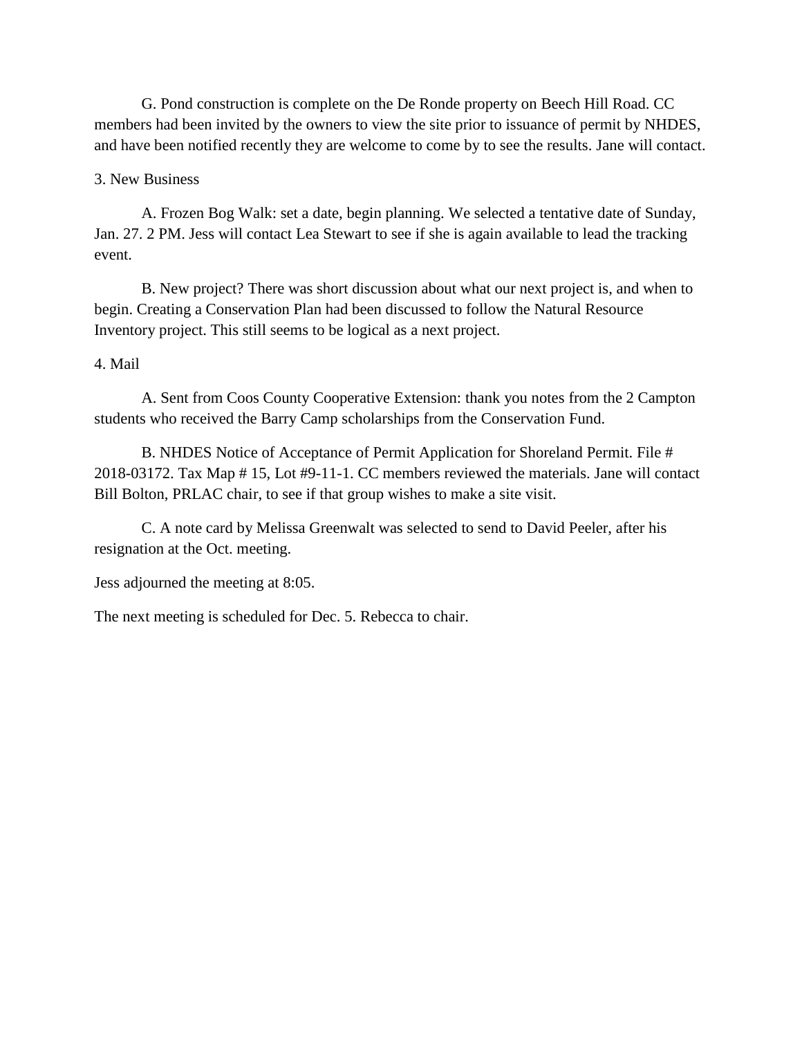G. Pond construction is complete on the De Ronde property on Beech Hill Road. CC members had been invited by the owners to view the site prior to issuance of permit by NHDES, and have been notified recently they are welcome to come by to see the results. Jane will contact.

3. New Business

A. Frozen Bog Walk: set a date, begin planning. We selected a tentative date of Sunday, Jan. 27. 2 PM. Jess will contact Lea Stewart to see if she is again available to lead the tracking event.

B. New project? There was short discussion about what our next project is, and when to begin. Creating a Conservation Plan had been discussed to follow the Natural Resource Inventory project. This still seems to be logical as a next project.

4. Mail

A. Sent from Coos County Cooperative Extension: thank you notes from the 2 Campton students who received the Barry Camp scholarships from the Conservation Fund.

B. NHDES Notice of Acceptance of Permit Application for Shoreland Permit. File # 2018-03172. Tax Map # 15, Lot #9-11-1. CC members reviewed the materials. Jane will contact Bill Bolton, PRLAC chair, to see if that group wishes to make a site visit.

C. A note card by Melissa Greenwalt was selected to send to David Peeler, after his resignation at the Oct. meeting.

Jess adjourned the meeting at 8:05.

The next meeting is scheduled for Dec. 5. Rebecca to chair.